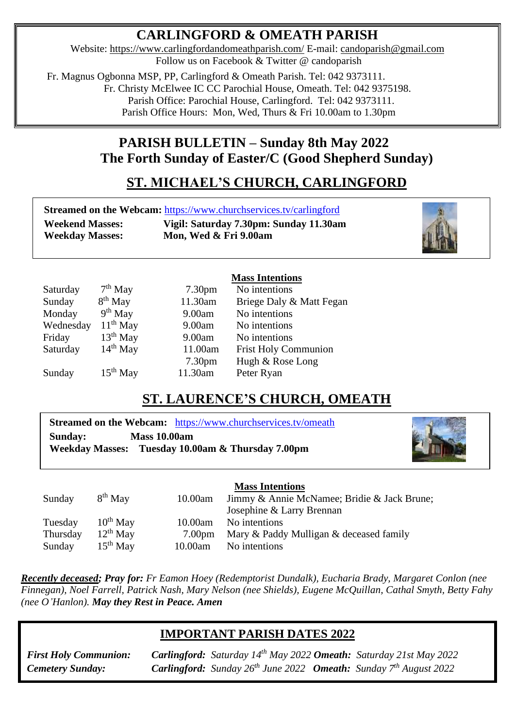# CARLINGFORD & OMEATH PARISH

Website: https://www.carlingfordandomeathparish.com/ E-mail: candoparish@gmail.com
Follow us on Facebook & Twitter @ candoparish

Fr. Magnus Ogbonna MSP, PP, Carlingford & Omeath Parish. Tel: 042 9373111.
Fr. Christy McElwee IC CC Parochial House, Omeath. Tel: 042 9375198.
Parish Office: Parochial House, Carlingford. Tel: 042 9373111.
Parish Office Hours: Mon, Wed, Thurs & Fri 10.00am to 1.30pm

## PARISH BULLETIN – Sunday 8th May 2022
## The Forth Sunday of Easter/C (Good Shepherd Sunday)

## ST. MICHAEL'S CHURCH, CARLINGFORD

**Streamed on the Webcam:** https://www.churchservices.tv/carlingford
**Weekend Masses:** **Vigil: Saturday 7.30pm: Sunday 11.30am**
**Weekday Masses:** **Mon, Wed & Fri 9.00am**

| | | | Mass Intentions |
|---|---|---|---|
| Saturday | 7th May | 7.30pm | No intentions |
| Sunday | 8th May | 11.30am | Briege Daly & Matt Fegan |
| Monday | 9th May | 9.00am | No intentions |
| Wednesday | 11th May | 9.00am | No intentions |
| Friday | 13th May | 9.00am | No intentions |
| Saturday | 14th May | 11.00am | Frist Holy Communion |
| | | 7.30pm | Hugh & Rose Long |
| Sunday | 15th May | 11.30am | Peter Ryan |

## ST. LAURENCE'S CHURCH, OMEATH

**Streamed on the Webcam:** https://www.churchservices.tv/omeath
**Sunday:** **Mass 10.00am**
**Weekday Masses:** **Tuesday 10.00am & Thursday 7.00pm**

| | | | Mass Intentions |
|---|---|---|---|
| Sunday | 8th May | 10.00am | Jimmy & Annie McNamee; Bridie & Jack Brune; Josephine & Larry Brennan |
| Tuesday | 10th May | 10.00am | No intentions |
| Thursday | 12th May | 7.00pm | Mary & Paddy Mulligan & deceased family |
| Sunday | 15th May | 10.00am | No intentions |

***Recently deceased*; Pray for:** *Fr Eamon Hoey (Redemptorist Dundalk), Eucharia Brady, Margaret Conlon (nee Finnegan), Noel Farrell, Patrick Nash, Mary Nelson (nee Shields), Eugene McQuillan, Cathal Smyth, Betty Fahy (nee O'Hanlon).* ***May they Rest in Peace. Amen***

## IMPORTANT PARISH DATES 2022

***First Holy Communion:*** ***Carlingford:*** *Saturday 14th May 2022* ***Omeath:*** *Saturday 21st May 2022*
***Cemetery Sunday:*** ***Carlingford:*** *Sunday 26th June 2022* ***Omeath:*** *Sunday 7th August 2022*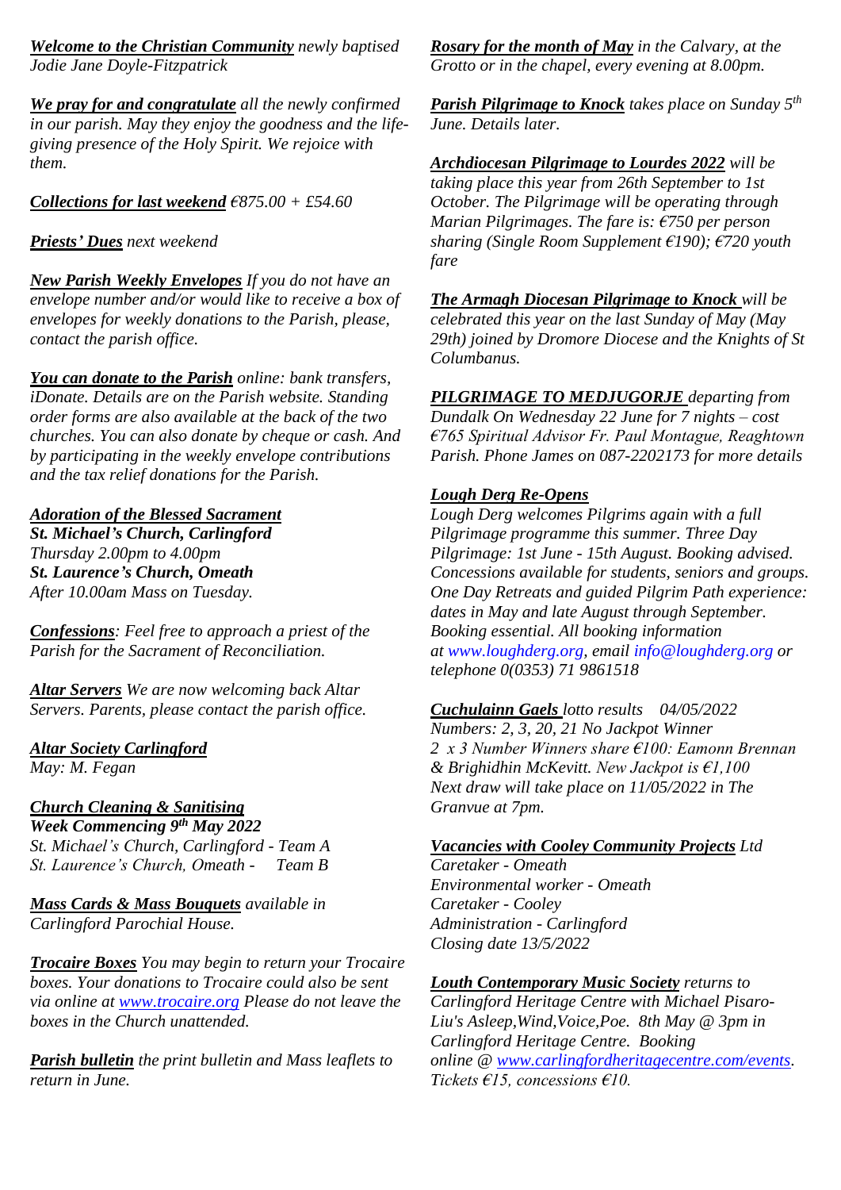***Welcome to the Christian Community*** *newly baptised Jodie Jane Doyle-Fitzpatrick*

***We pray for and congratulate*** *all the newly confirmed in our parish. May they enjoy the goodness and the life-giving presence of the Holy Spirit. We rejoice with them.*

***Collections for last weekend*** *€875.00 + £54.60*

***Priests' Dues*** *next weekend*

***New Parish Weekly Envelopes*** *If you do not have an envelope number and/or would like to receive a box of envelopes for weekly donations to the Parish, please, contact the parish office.*

***You can donate to the Parish*** *online: bank transfers, iDonate. Details are on the Parish website. Standing order forms are also available at the back of the two churches. You can also donate by cheque or cash. And by participating in the weekly envelope contributions and the tax relief donations for the Parish.*

***Adoration of the Blessed Sacrament***
***St. Michael's Church, Carlingford***
*Thursday 2.00pm to 4.00pm*
***St. Laurence's Church, Omeath***
*After 10.00am Mass on Tuesday.*

***Confessions****: Feel free to approach a priest of the Parish for the Sacrament of Reconciliation.*

***Altar Servers*** *We are now welcoming back Altar Servers. Parents, please contact the parish office.*

***Altar Society Carlingford***
*May: M. Fegan*

***Church Cleaning & Sanitising***
***Week Commencing 9th May 2022***
*St. Michael's Church, Carlingford - Team A*
*St. Laurence's Church, Omeath - Team B*

***Mass Cards & Mass Bouquets*** *available in Carlingford Parochial House.*

***Trocaire Boxes*** *You may begin to return your Trocaire boxes. Your donations to Trocaire could also be sent via online at www.trocaire.org Please do not leave the boxes in the Church unattended.*

***Parish bulletin*** *the print bulletin and Mass leaflets to return in June.*

***Rosary for the month of May*** *in the Calvary, at the Grotto or in the chapel, every evening at 8.00pm.*

***Parish Pilgrimage to Knock*** *takes place on Sunday 5th June. Details later.*

***Archdiocesan Pilgrimage to Lourdes 2022*** *will be taking place this year from 26th September to 1st October. The Pilgrimage will be operating through Marian Pilgrimages. The fare is: €750 per person sharing (Single Room Supplement €190); €720 youth fare*

***The Armagh Diocesan Pilgrimage to Knock*** *will be celebrated this year on the last Sunday of May (May 29th) joined by Dromore Diocese and the Knights of St Columbanus.*

***PILGRIMAGE TO MEDJUGORJE*** *departing from Dundalk On Wednesday 22 June for 7 nights – cost €765 Spiritual Advisor Fr. Paul Montague, Reaghtown Parish. Phone James on 087-2202173 for more details*

***Lough Derg Re-Opens***
*Lough Derg welcomes Pilgrims again with a full Pilgrimage programme this summer. Three Day Pilgrimage: 1st June - 15th August. Booking advised. Concessions available for students, seniors and groups. One Day Retreats and guided Pilgrim Path experience: dates in May and late August through September. Booking essential. All booking information at www.loughderg.org, email info@loughderg.org or telephone 0(0353) 71 9861518*

***Cuchulainn Gaels*** *lotto results 04/05/2022*
*Numbers: 2, 3, 20, 21 No Jackpot Winner*
*2 x 3 Number Winners share €100: Eamonn Brennan & Brighidhin McKevitt. New Jackpot is €1,100*
*Next draw will take place on 11/05/2022 in The Granvue at 7pm.*

***Vacancies with Cooley Community Projects*** *Ltd*
*Caretaker - Omeath*
*Environmental worker - Omeath*
*Caretaker - Cooley*
*Administration - Carlingford*
*Closing date 13/5/2022*

***Louth Contemporary Music Society*** *returns to Carlingford Heritage Centre with Michael Pisaro-Liu's Asleep,Wind,Voice,Poe. 8th May @ 3pm in Carlingford Heritage Centre. Booking online @ www.carlingfordheritagecentre.com/events. Tickets €15, concessions €10.*